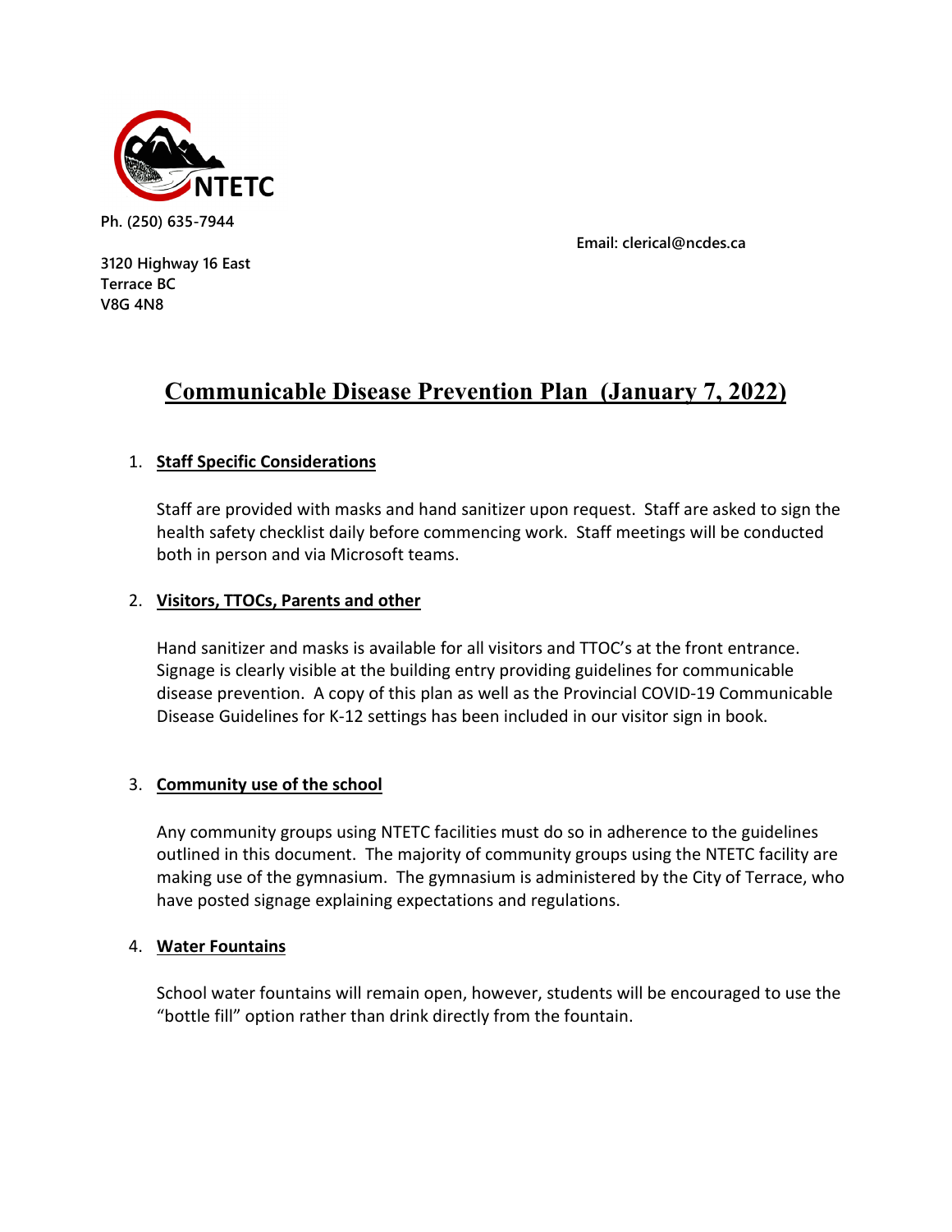**NTETC**

**Ph. (250) 635-7944**

**Email: clerical@ncdes.ca**

**3120 Highway 16 East**
**Terrace BC**
**V8G 4N8**

# Communicable Disease Prevention Plan (January 7, 2022)

1. **Staff Specific Considerations**

   Staff are provided with masks and hand sanitizer upon request. Staff are asked to sign the health safety checklist daily before commencing work. Staff meetings will be conducted both in person and via Microsoft teams.

2. **Visitors, TTOCs, Parents and other**

   Hand sanitizer and masks is available for all visitors and TTOC's at the front entrance. Signage is clearly visible at the building entry providing guidelines for communicable disease prevention. A copy of this plan as well as the Provincial COVID-19 Communicable Disease Guidelines for K-12 settings has been included in our visitor sign in book.

3. **Community use of the school**

   Any community groups using NTETC facilities must do so in adherence to the guidelines outlined in this document. The majority of community groups using the NTETC facility are making use of the gymnasium. The gymnasium is administered by the City of Terrace, who have posted signage explaining expectations and regulations.

4. **Water Fountains**

   School water fountains will remain open, however, students will be encouraged to use the "bottle fill" option rather than drink directly from the fountain.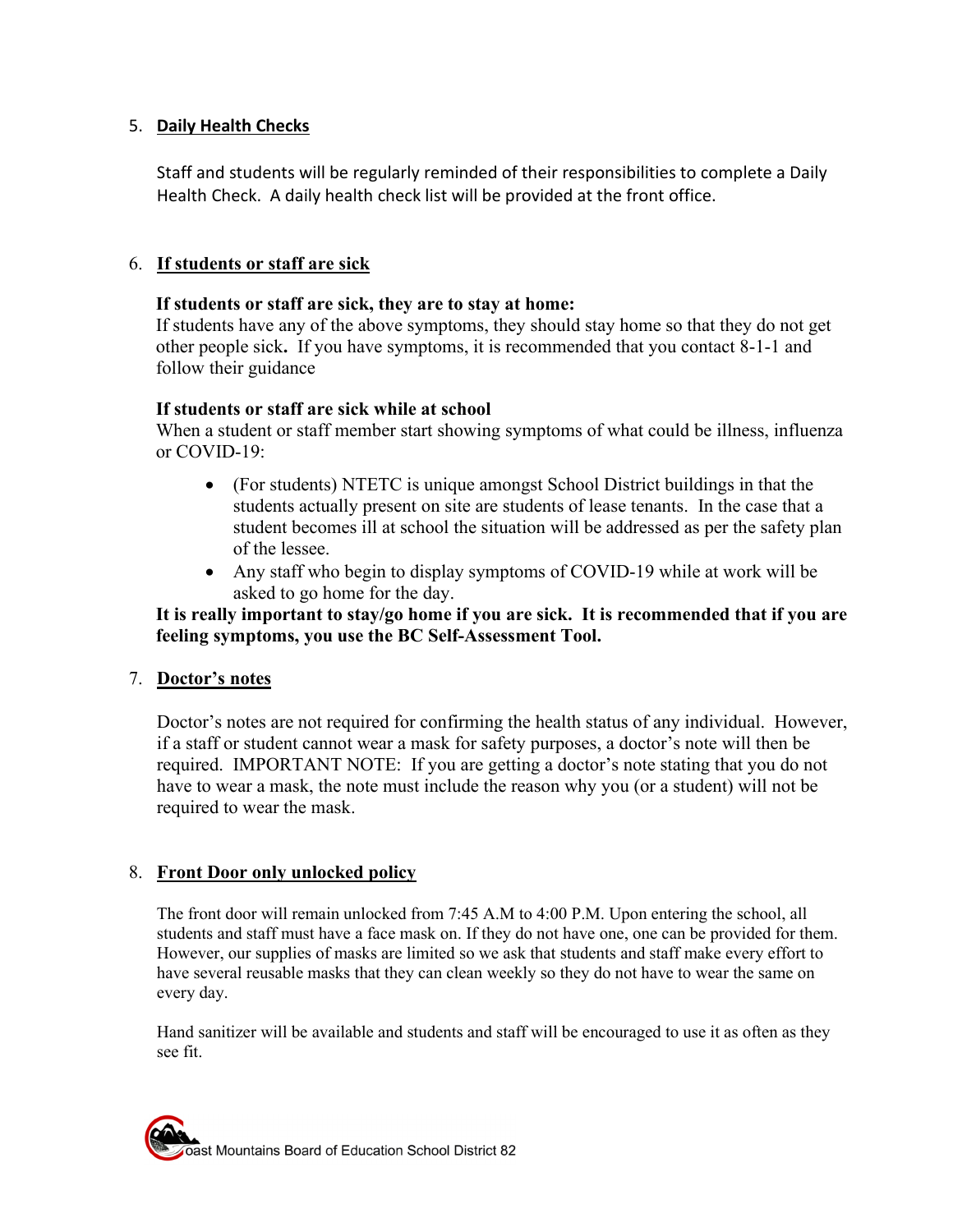5. **Daily Health Checks**

   Staff and students will be regularly reminded of their responsibilities to complete a Daily Health Check. A daily health check list will be provided at the front office.

6. **If students or staff are sick**

   **If students or staff are sick, they are to stay at home:**
   If students have any of the above symptoms, they should stay home so that they do not get other people sick**.** If you have symptoms, it is recommended that you contact 8-1-1 and follow their guidance

   **If students or staff are sick while at school**
   When a student or staff member start showing symptoms of what could be illness, influenza or COVID-19:

   - (For students) NTETC is unique amongst School District buildings in that the students actually present on site are students of lease tenants. In the case that a student becomes ill at school the situation will be addressed as per the safety plan of the lessee.
   - Any staff who begin to display symptoms of COVID-19 while at work will be asked to go home for the day.

   **It is really important to stay/go home if you are sick. It is recommended that if you are feeling symptoms, you use the BC Self-Assessment Tool.**

7. **Doctor's notes**

   Doctor's notes are not required for confirming the health status of any individual. However, if a staff or student cannot wear a mask for safety purposes, a doctor's note will then be required. IMPORTANT NOTE: If you are getting a doctor's note stating that you do not have to wear a mask, the note must include the reason why you (or a student) will not be required to wear the mask.

8. **Front Door only unlocked policy**

   The front door will remain unlocked from 7:45 A.M to 4:00 P.M. Upon entering the school, all students and staff must have a face mask on. If they do not have one, one can be provided for them. However, our supplies of masks are limited so we ask that students and staff make every effort to have several reusable masks that they can clean weekly so they do not have to wear the same on every day.

   Hand sanitizer will be available and students and staff will be encouraged to use it as often as they see fit.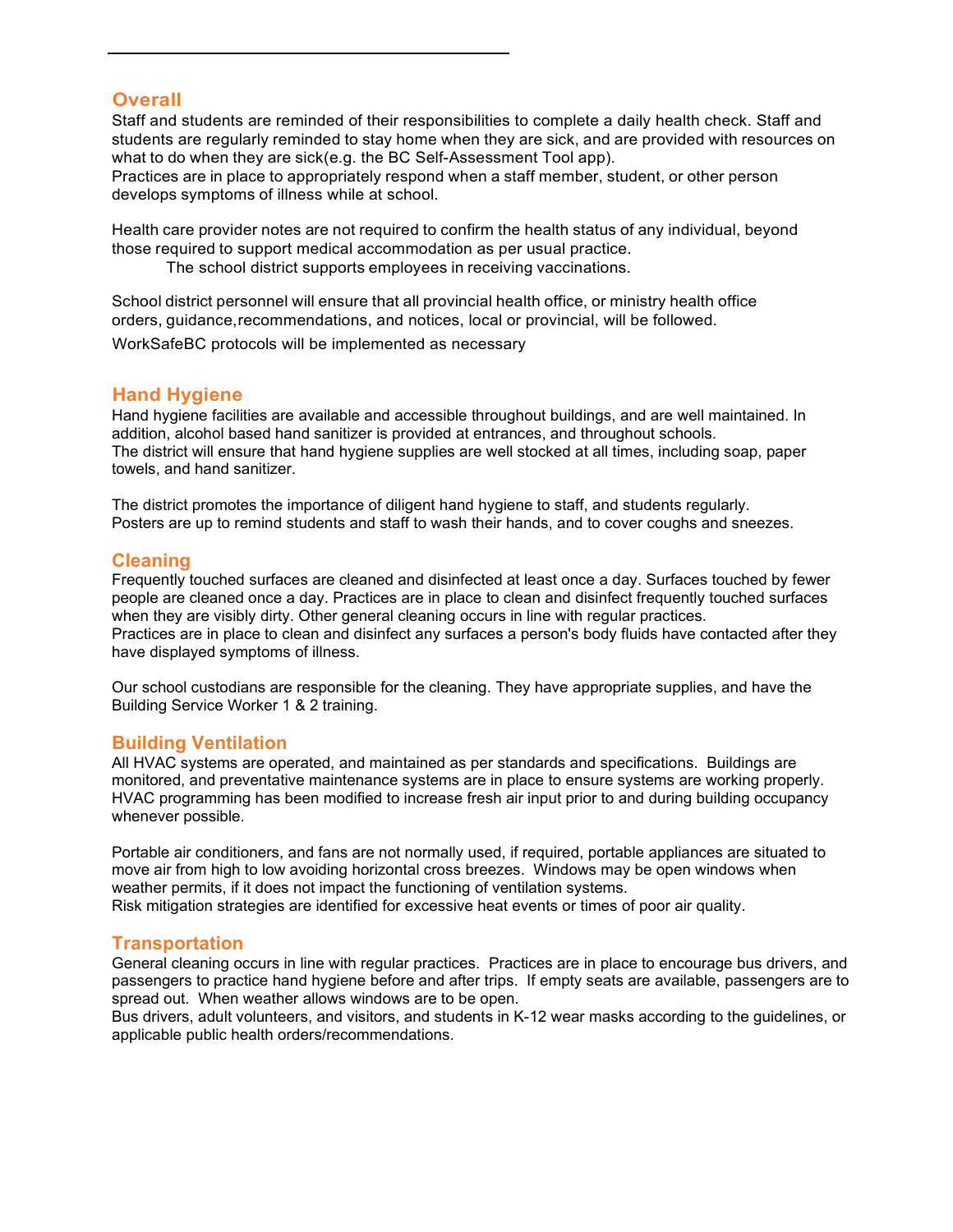## Overall

Staff and students are reminded of their responsibilities to complete a daily health check. Staff and students are regularly reminded to stay home when they are sick, and are provided with resources on what to do when they are sick(e.g. the BC Self-Assessment Tool app).
Practices are in place to appropriately respond when a staff member, student, or other person develops symptoms of illness while at school.

Health care provider notes are not required to confirm the health status of any individual, beyond those required to support medical accommodation as per usual practice.
The school district supports employees in receiving vaccinations.

School district personnel will ensure that all provincial health office, or ministry health office orders, guidance,recommendations, and notices, local or provincial, will be followed.
WorkSafeBC protocols will be implemented as necessary

## Hand Hygiene

Hand hygiene facilities are available and accessible throughout buildings, and are well maintained. In addition, alcohol based hand sanitizer is provided at entrances, and throughout schools.
The district will ensure that hand hygiene supplies are well stocked at all times, including soap, paper towels, and hand sanitizer.

The district promotes the importance of diligent hand hygiene to staff, and students regularly.
Posters are up to remind students and staff to wash their hands, and to cover coughs and sneezes.

## Cleaning

Frequently touched surfaces are cleaned and disinfected at least once a day. Surfaces touched by fewer people are cleaned once a day. Practices are in place to clean and disinfect frequently touched surfaces when they are visibly dirty. Other general cleaning occurs in line with regular practices.
Practices are in place to clean and disinfect any surfaces a person's body fluids have contacted after they have displayed symptoms of illness.

Our school custodians are responsible for the cleaning. They have appropriate supplies, and have the Building Service Worker 1 & 2 training.

## Building Ventilation

All HVAC systems are operated, and maintained as per standards and specifications. Buildings are monitored, and preventative maintenance systems are in place to ensure systems are working properly. HVAC programming has been modified to increase fresh air input prior to and during building occupancy whenever possible.

Portable air conditioners, and fans are not normally used, if required, portable appliances are situated to move air from high to low avoiding horizontal cross breezes. Windows may be open windows when weather permits, if it does not impact the functioning of ventilation systems.
Risk mitigation strategies are identified for excessive heat events or times of poor air quality.

## Transportation

General cleaning occurs in line with regular practices. Practices are in place to encourage bus drivers, and passengers to practice hand hygiene before and after trips. If empty seats are available, passengers are to spread out. When weather allows windows are to be open.
Bus drivers, adult volunteers, and visitors, and students in K-12 wear masks according to the guidelines, or applicable public health orders/recommendations.